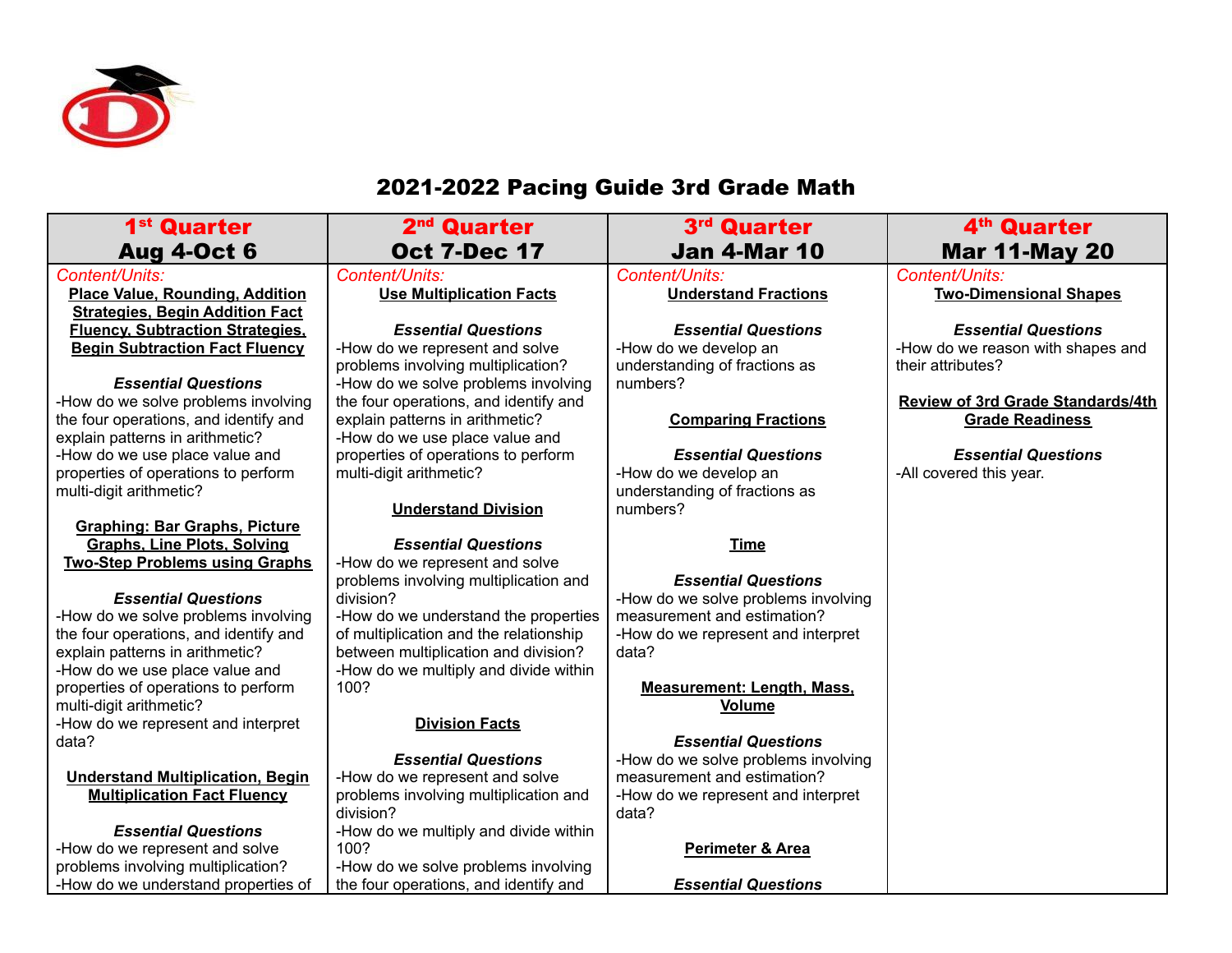# 2021-2022 Pacing Guide 3rd Grade Math

| 1st Quarter<br>Aug 4-Oct 6 | 2nd Quarter<br>Oct 7-Dec 17 | 3rd Quarter<br>Jan 4-Mar 10 | 4th Quarter<br>Mar 11-May 20 |
|---|---|---|---|
| *Content/Units:*<br>**Place Value, Rounding, Addition Strategies, Begin Addition Fact Fluency, Subtraction Strategies, Begin Subtraction Fact Fluency**<br><br>***Essential Questions***<br>-How do we solve problems involving the four operations, and identify and explain patterns in arithmetic?<br>-How do we use place value and properties of operations to perform multi-digit arithmetic?<br><br>**Graphing: Bar Graphs, Picture Graphs, Line Plots, Solving Two-Step Problems using Graphs**<br><br>***Essential Questions***<br>-How do we solve problems involving the four operations, and identify and explain patterns in arithmetic?<br>-How do we use place value and properties of operations to perform multi-digit arithmetic?<br>-How do we represent and interpret data?<br><br>**Understand Multiplication, Begin Multiplication Fact Fluency**<br><br>***Essential Questions***<br>-How do we represent and solve problems involving multiplication?<br>-How do we understand properties of | *Content/Units:*<br>**Use Multiplication Facts**<br><br>***Essential Questions***<br>-How do we represent and solve problems involving multiplication?<br>-How do we solve problems involving the four operations, and identify and explain patterns in arithmetic?<br>-How do we use place value and properties of operations to perform multi-digit arithmetic?<br><br>**Understand Division**<br><br>***Essential Questions***<br>-How do we represent and solve problems involving multiplication and division?<br>-How do we understand the properties of multiplication and the relationship between multiplication and division?<br>-How do we multiply and divide within 100?<br><br>**Division Facts**<br><br>***Essential Questions***<br>-How do we represent and solve problems involving multiplication and division?<br>-How do we multiply and divide within 100?<br>-How do we solve problems involving the four operations, and identify and | *Content/Units:*<br>**Understand Fractions**<br><br>***Essential Questions***<br>-How do we develop an understanding of fractions as numbers?<br><br>**Comparing Fractions**<br><br>***Essential Questions***<br>-How do we develop an understanding of fractions as numbers?<br><br>**Time**<br><br>***Essential Questions***<br>-How do we solve problems involving measurement and estimation?<br>-How do we represent and interpret data?<br><br>**Measurement: Length, Mass, Volume**<br><br>***Essential Questions***<br>-How do we solve problems involving measurement and estimation?<br>-How do we represent and interpret data?<br><br>**Perimeter & Area**<br><br>***Essential Questions*** | *Content/Units:*<br>**Two-Dimensional Shapes**<br><br>***Essential Questions***<br>-How do we reason with shapes and their attributes?<br><br>**Review of 3rd Grade Standards/4th Grade Readiness**<br><br>***Essential Questions***<br>-All covered this year. |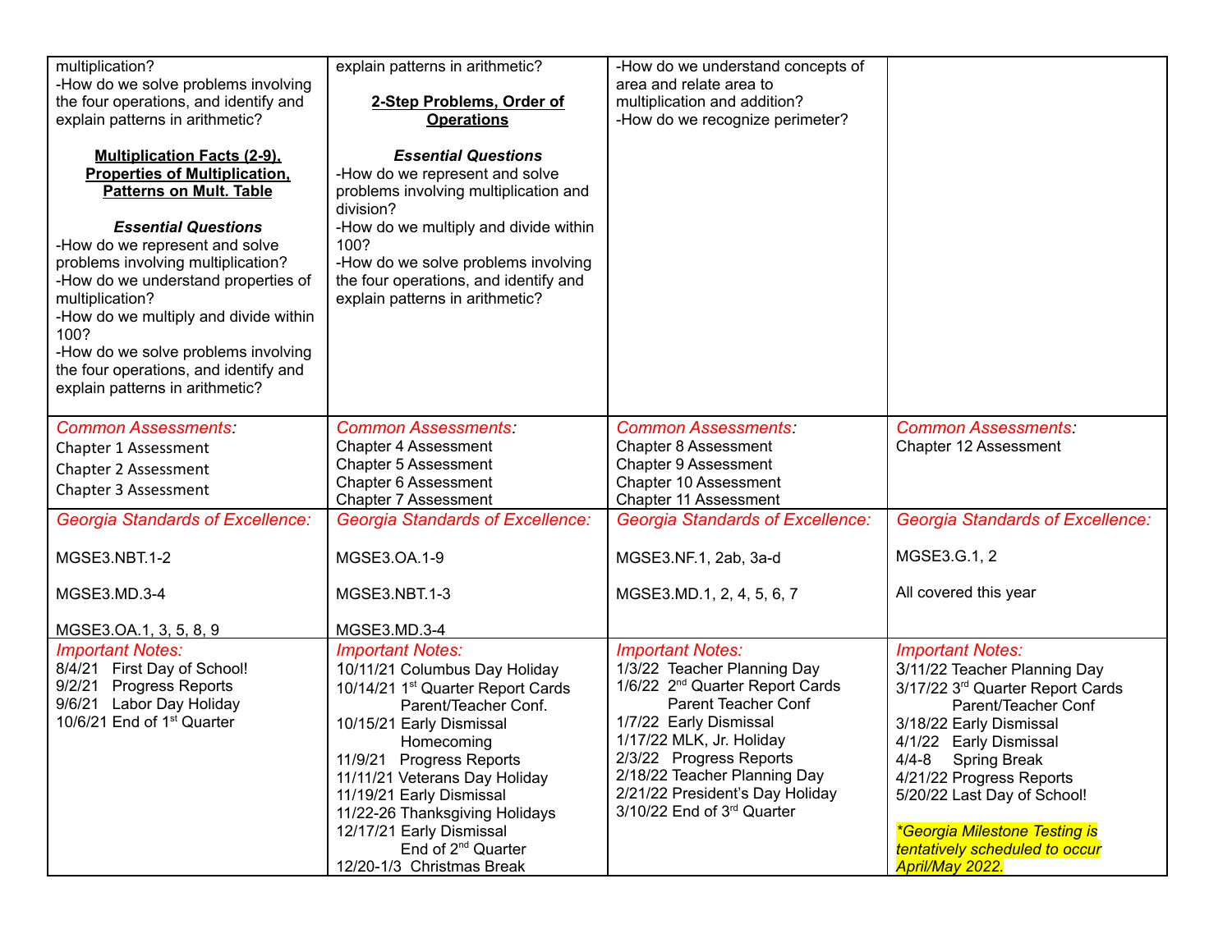| | | | |
|---|---|---|---|
| multiplication?<br>-How do we solve problems involving the four operations, and identify and explain patterns in arithmetic?<br><br>**Multiplication Facts (2-9), Properties of Multiplication, Patterns on Mult. Table**<br><br>***Essential Questions***<br>-How do we represent and solve problems involving multiplication?<br>-How do we understand properties of multiplication?<br>-How do we multiply and divide within 100?<br>-How do we solve problems involving the four operations, and identify and explain patterns in arithmetic? | explain patterns in arithmetic?<br><br>**2-Step Problems, Order of Operations**<br><br>***Essential Questions***<br>-How do we represent and solve problems involving multiplication and division?<br>-How do we multiply and divide within 100?<br>-How do we solve problems involving the four operations, and identify and explain patterns in arithmetic? | -How do we understand concepts of area and relate area to multiplication and addition?<br>-How do we recognize perimeter? | |
| *Common Assessments:*<br>Chapter 1 Assessment<br>Chapter 2 Assessment<br>Chapter 3 Assessment | *Common Assessments:*<br>Chapter 4 Assessment<br>Chapter 5 Assessment<br>Chapter 6 Assessment<br>Chapter 7 Assessment | *Common Assessments:*<br>Chapter 8 Assessment<br>Chapter 9 Assessment<br>Chapter 10 Assessment<br>Chapter 11 Assessment | *Common Assessments:*<br>Chapter 12 Assessment |
| *Georgia Standards of Excellence:*<br><br>MGSE3.NBT.1-2<br><br>MGSE3.MD.3-4<br><br>MGSE3.OA.1, 3, 5, 8, 9 | *Georgia Standards of Excellence:*<br><br>MGSE3.OA.1-9<br><br>MGSE3.NBT.1-3<br><br>MGSE3.MD.3-4 | *Georgia Standards of Excellence:*<br><br>MGSE3.NF.1, 2ab, 3a-d<br><br>MGSE3.MD.1, 2, 4, 5, 6, 7 | *Georgia Standards of Excellence:*<br><br>MGSE3.G.1, 2<br><br>All covered this year |
| *Important Notes:*<br>8/4/21 First Day of School!<br>9/2/21 Progress Reports<br>9/6/21 Labor Day Holiday<br>10/6/21 End of 1st Quarter | *Important Notes:*<br>10/11/21 Columbus Day Holiday<br>10/14/21 1st Quarter Report Cards Parent/Teacher Conf.<br>10/15/21 Early Dismissal Homecoming<br>11/9/21 Progress Reports<br>11/11/21 Veterans Day Holiday<br>11/19/21 Early Dismissal<br>11/22-26 Thanksgiving Holidays<br>12/17/21 Early Dismissal End of 2nd Quarter<br>12/20-1/3 Christmas Break | *Important Notes:*<br>1/3/22 Teacher Planning Day<br>1/6/22 2nd Quarter Report Cards Parent Teacher Conf<br>1/7/22 Early Dismissal<br>1/17/22 MLK, Jr. Holiday<br>2/3/22 Progress Reports<br>2/18/22 Teacher Planning Day<br>2/21/22 President's Day Holiday<br>3/10/22 End of 3rd Quarter | *Important Notes:*<br>3/11/22 Teacher Planning Day<br>3/17/22 3rd Quarter Report Cards Parent/Teacher Conf<br>3/18/22 Early Dismissal<br>4/1/22 Early Dismissal<br>4/4-8 Spring Break<br>4/21/22 Progress Reports<br>5/20/22 Last Day of School!<br><br>*\*Georgia Milestone Testing is tentatively scheduled to occur April/May 2022.* |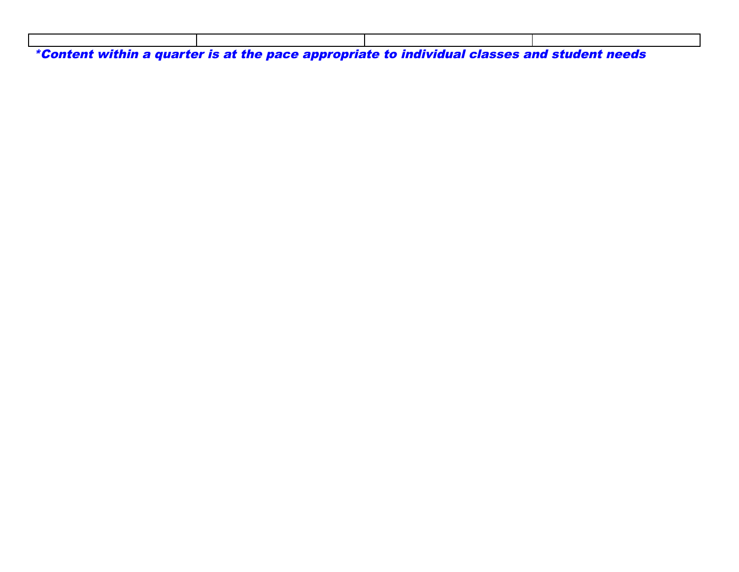| | | | |
|---|---|---|---|
| | | | |

*Content within a quarter is at the pace appropriate to individual classes and student needs*